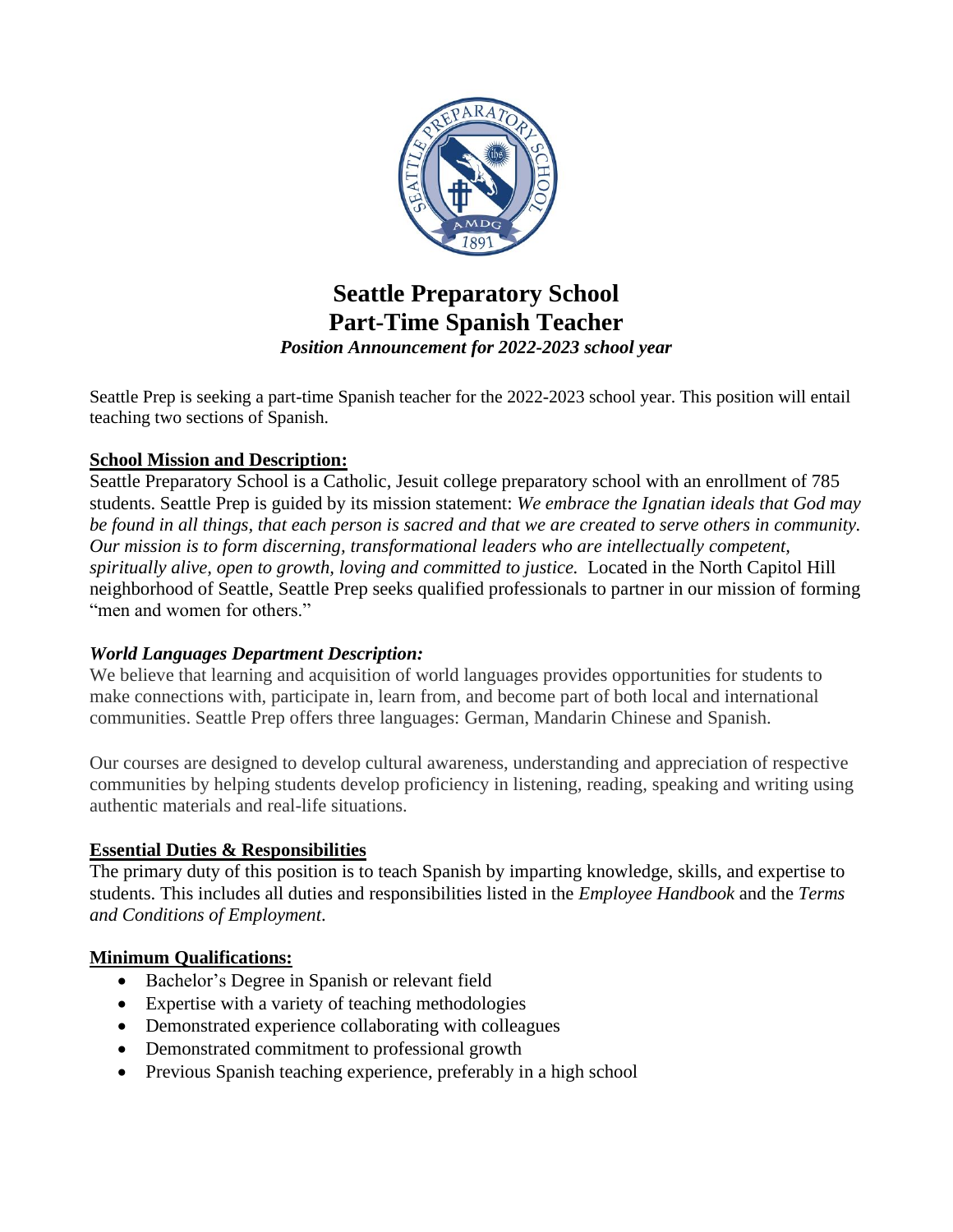# Seattle Preparatory School
## Part-Time Spanish Teacher
*Position Announcement for 2022-2023 school year*

Seattle Prep is seeking a part-time Spanish teacher for the 2022-2023 school year. This position will entail teaching two sections of Spanish.

### School Mission and Description:

Seattle Preparatory School is a Catholic, Jesuit college preparatory school with an enrollment of 785 students. Seattle Prep is guided by its mission statement: *We embrace the Ignatian ideals that God may be found in all things, that each person is sacred and that we are created to serve others in community. Our mission is to form discerning, transformational leaders who are intellectually competent, spiritually alive, open to growth, loving and committed to justice.* Located in the North Capitol Hill neighborhood of Seattle, Seattle Prep seeks qualified professionals to partner in our mission of forming "men and women for others."

### *World Languages Department Description:*

We believe that learning and acquisition of world languages provides opportunities for students to make connections with, participate in, learn from, and become part of both local and international communities. Seattle Prep offers three languages: German, Mandarin Chinese and Spanish.

Our courses are designed to develop cultural awareness, understanding and appreciation of respective communities by helping students develop proficiency in listening, reading, speaking and writing using authentic materials and real-life situations.

### Essential Duties & Responsibilities

The primary duty of this position is to teach Spanish by imparting knowledge, skills, and expertise to students. This includes all duties and responsibilities listed in the *Employee Handbook* and the *Terms and Conditions of Employment*.

### Minimum Qualifications:

- Bachelor's Degree in Spanish or relevant field
- Expertise with a variety of teaching methodologies
- Demonstrated experience collaborating with colleagues
- Demonstrated commitment to professional growth
- Previous Spanish teaching experience, preferably in a high school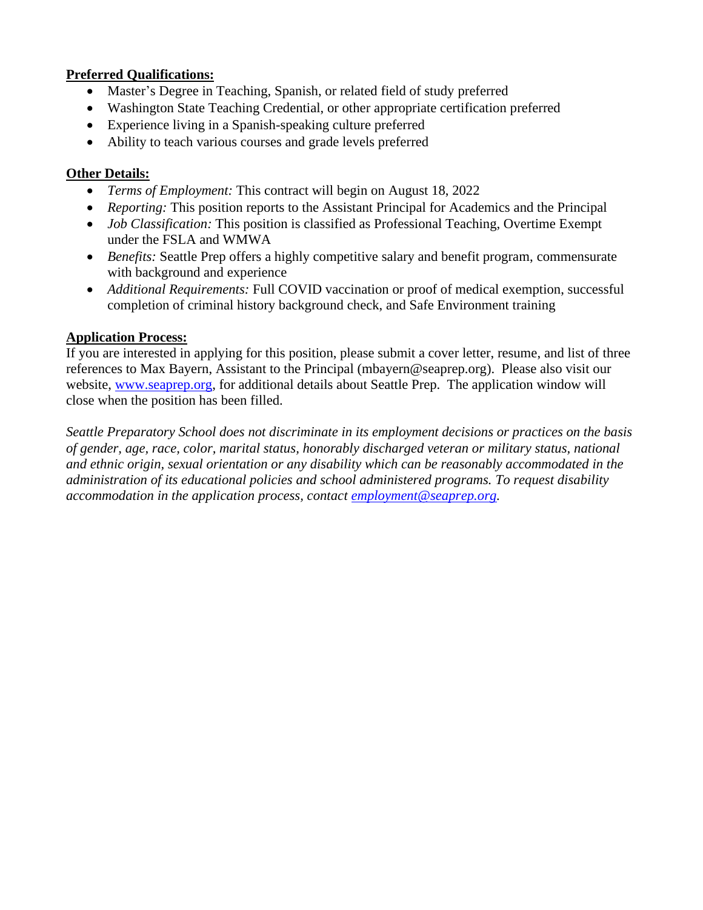**Preferred Qualifications:**

- Master's Degree in Teaching, Spanish, or related field of study preferred
- Washington State Teaching Credential, or other appropriate certification preferred
- Experience living in a Spanish-speaking culture preferred
- Ability to teach various courses and grade levels preferred

**Other Details:**

- *Terms of Employment:* This contract will begin on August 18, 2022
- *Reporting:* This position reports to the Assistant Principal for Academics and the Principal
- *Job Classification:* This position is classified as Professional Teaching, Overtime Exempt under the FSLA and WMWA
- *Benefits:* Seattle Prep offers a highly competitive salary and benefit program, commensurate with background and experience
- *Additional Requirements:* Full COVID vaccination or proof of medical exemption, successful completion of criminal history background check, and Safe Environment training

**Application Process:**

If you are interested in applying for this position, please submit a cover letter, resume, and list of three references to Max Bayern, Assistant to the Principal (mbayern@seaprep.org). Please also visit our website, www.seaprep.org, for additional details about Seattle Prep. The application window will close when the position has been filled.

*Seattle Preparatory School does not discriminate in its employment decisions or practices on the basis of gender, age, race, color, marital status, honorably discharged veteran or military status, national and ethnic origin, sexual orientation or any disability which can be reasonably accommodated in the administration of its educational policies and school administered programs. To request disability accommodation in the application process, contact employment@seaprep.org.*